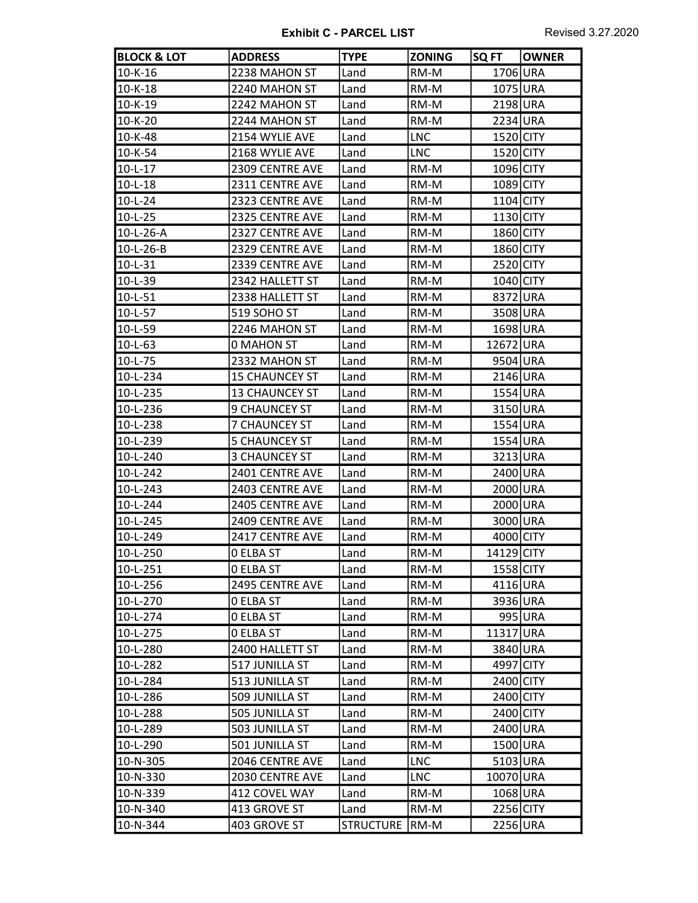## Exhibit C - PARCEL LIST

Revised 3.27.2020

| BLOCK & LOT | ADDRESS | TYPE | ZONING | SQ FT | OWNER |
|---|---|---|---|---|---|
| 10-K-16 | 2238 MAHON ST | Land | RM-M | 1706 | URA |
| 10-K-18 | 2240 MAHON ST | Land | RM-M | 1075 | URA |
| 10-K-19 | 2242 MAHON ST | Land | RM-M | 2198 | URA |
| 10-K-20 | 2244 MAHON ST | Land | RM-M | 2234 | URA |
| 10-K-48 | 2154 WYLIE AVE | Land | LNC | 1520 | CITY |
| 10-K-54 | 2168 WYLIE AVE | Land | LNC | 1520 | CITY |
| 10-L-17 | 2309 CENTRE AVE | Land | RM-M | 1096 | CITY |
| 10-L-18 | 2311 CENTRE AVE | Land | RM-M | 1089 | CITY |
| 10-L-24 | 2323 CENTRE AVE | Land | RM-M | 1104 | CITY |
| 10-L-25 | 2325 CENTRE AVE | Land | RM-M | 1130 | CITY |
| 10-L-26-A | 2327 CENTRE AVE | Land | RM-M | 1860 | CITY |
| 10-L-26-B | 2329 CENTRE AVE | Land | RM-M | 1860 | CITY |
| 10-L-31 | 2339 CENTRE AVE | Land | RM-M | 2520 | CITY |
| 10-L-39 | 2342 HALLETT ST | Land | RM-M | 1040 | CITY |
| 10-L-51 | 2338 HALLETT ST | Land | RM-M | 8372 | URA |
| 10-L-57 | 519 SOHO ST | Land | RM-M | 3508 | URA |
| 10-L-59 | 2246 MAHON ST | Land | RM-M | 1698 | URA |
| 10-L-63 | 0 MAHON ST | Land | RM-M | 12672 | URA |
| 10-L-75 | 2332 MAHON ST | Land | RM-M | 9504 | URA |
| 10-L-234 | 15 CHAUNCEY ST | Land | RM-M | 2146 | URA |
| 10-L-235 | 13 CHAUNCEY ST | Land | RM-M | 1554 | URA |
| 10-L-236 | 9 CHAUNCEY ST | Land | RM-M | 3150 | URA |
| 10-L-238 | 7 CHAUNCEY ST | Land | RM-M | 1554 | URA |
| 10-L-239 | 5 CHAUNCEY ST | Land | RM-M | 1554 | URA |
| 10-L-240 | 3 CHAUNCEY ST | Land | RM-M | 3213 | URA |
| 10-L-242 | 2401 CENTRE AVE | Land | RM-M | 2400 | URA |
| 10-L-243 | 2403 CENTRE AVE | Land | RM-M | 2000 | URA |
| 10-L-244 | 2405 CENTRE AVE | Land | RM-M | 2000 | URA |
| 10-L-245 | 2409 CENTRE AVE | Land | RM-M | 3000 | URA |
| 10-L-249 | 2417 CENTRE AVE | Land | RM-M | 4000 | CITY |
| 10-L-250 | 0 ELBA ST | Land | RM-M | 14129 | CITY |
| 10-L-251 | 0 ELBA ST | Land | RM-M | 1558 | CITY |
| 10-L-256 | 2495 CENTRE AVE | Land | RM-M | 4116 | URA |
| 10-L-270 | 0 ELBA ST | Land | RM-M | 3936 | URA |
| 10-L-274 | 0 ELBA ST | Land | RM-M | 995 | URA |
| 10-L-275 | 0 ELBA ST | Land | RM-M | 11317 | URA |
| 10-L-280 | 2400 HALLETT ST | Land | RM-M | 3840 | URA |
| 10-L-282 | 517 JUNILLA ST | Land | RM-M | 4997 | CITY |
| 10-L-284 | 513 JUNILLA ST | Land | RM-M | 2400 | CITY |
| 10-L-286 | 509 JUNILLA ST | Land | RM-M | 2400 | CITY |
| 10-L-288 | 505 JUNILLA ST | Land | RM-M | 2400 | CITY |
| 10-L-289 | 503 JUNILLA ST | Land | RM-M | 2400 | URA |
| 10-L-290 | 501 JUNILLA ST | Land | RM-M | 1500 | URA |
| 10-N-305 | 2046 CENTRE AVE | Land | LNC | 5103 | URA |
| 10-N-330 | 2030 CENTRE AVE | Land | LNC | 10070 | URA |
| 10-N-339 | 412 COVEL WAY | Land | RM-M | 1068 | URA |
| 10-N-340 | 413 GROVE ST | Land | RM-M | 2256 | CITY |
| 10-N-344 | 403 GROVE ST | STRUCTURE | RM-M | 2256 | URA |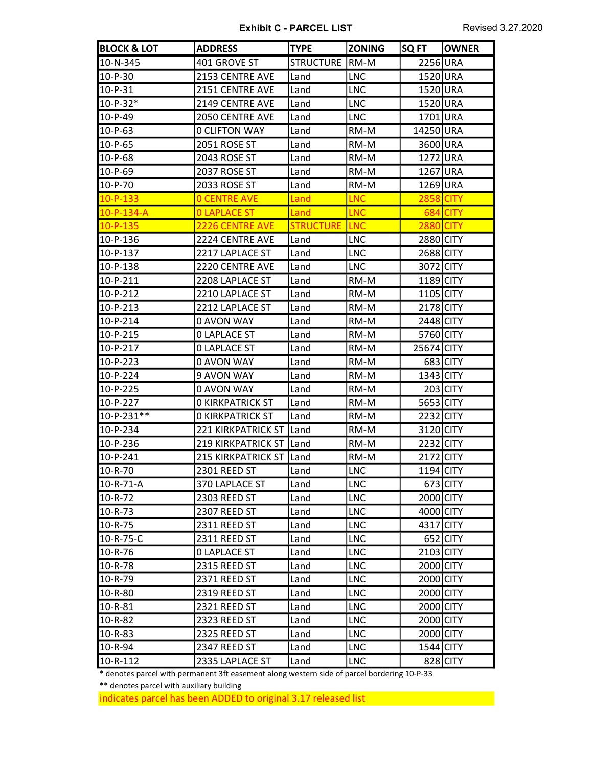**Exhibit C - PARCEL LIST**

Revised 3.27.2020

| BLOCK & LOT | ADDRESS | TYPE | ZONING | SQ FT | OWNER |
|---|---|---|---|---|---|
| 10-N-345 | 401 GROVE ST | STRUCTURE | RM-M | 2256 | URA |
| 10-P-30 | 2153 CENTRE AVE | Land | LNC | 1520 | URA |
| 10-P-31 | 2151 CENTRE AVE | Land | LNC | 1520 | URA |
| 10-P-32* | 2149 CENTRE AVE | Land | LNC | 1520 | URA |
| 10-P-49 | 2050 CENTRE AVE | Land | LNC | 1701 | URA |
| 10-P-63 | 0 CLIFTON WAY | Land | RM-M | 14250 | URA |
| 10-P-65 | 2051 ROSE ST | Land | RM-M | 3600 | URA |
| 10-P-68 | 2043 ROSE ST | Land | RM-M | 1272 | URA |
| 10-P-69 | 2037 ROSE ST | Land | RM-M | 1267 | URA |
| 10-P-70 | 2033 ROSE ST | Land | RM-M | 1269 | URA |
| 10-P-133 | 0 CENTRE AVE | Land | LNC | 2858 | CITY |
| 10-P-134-A | 0 LAPLACE ST | Land | LNC | 684 | CITY |
| 10-P-135 | 2226 CENTRE AVE | STRUCTURE | LNC | 2880 | CITY |
| 10-P-136 | 2224 CENTRE AVE | Land | LNC | 2880 | CITY |
| 10-P-137 | 2217 LAPLACE ST | Land | LNC | 2688 | CITY |
| 10-P-138 | 2220 CENTRE AVE | Land | LNC | 3072 | CITY |
| 10-P-211 | 2208 LAPLACE ST | Land | RM-M | 1189 | CITY |
| 10-P-212 | 2210 LAPLACE ST | Land | RM-M | 1105 | CITY |
| 10-P-213 | 2212 LAPLACE ST | Land | RM-M | 2178 | CITY |
| 10-P-214 | 0 AVON WAY | Land | RM-M | 2448 | CITY |
| 10-P-215 | 0 LAPLACE ST | Land | RM-M | 5760 | CITY |
| 10-P-217 | 0 LAPLACE ST | Land | RM-M | 25674 | CITY |
| 10-P-223 | 0 AVON WAY | Land | RM-M | 683 | CITY |
| 10-P-224 | 9 AVON WAY | Land | RM-M | 1343 | CITY |
| 10-P-225 | 0 AVON WAY | Land | RM-M | 203 | CITY |
| 10-P-227 | 0 KIRKPATRICK ST | Land | RM-M | 5653 | CITY |
| 10-P-231** | 0 KIRKPATRICK ST | Land | RM-M | 2232 | CITY |
| 10-P-234 | 221 KIRKPATRICK ST | Land | RM-M | 3120 | CITY |
| 10-P-236 | 219 KIRKPATRICK ST | Land | RM-M | 2232 | CITY |
| 10-P-241 | 215 KIRKPATRICK ST | Land | RM-M | 2172 | CITY |
| 10-R-70 | 2301 REED ST | Land | LNC | 1194 | CITY |
| 10-R-71-A | 370 LAPLACE ST | Land | LNC | 673 | CITY |
| 10-R-72 | 2303 REED ST | Land | LNC | 2000 | CITY |
| 10-R-73 | 2307 REED ST | Land | LNC | 4000 | CITY |
| 10-R-75 | 2311 REED ST | Land | LNC | 4317 | CITY |
| 10-R-75-C | 2311 REED ST | Land | LNC | 652 | CITY |
| 10-R-76 | 0 LAPLACE ST | Land | LNC | 2103 | CITY |
| 10-R-78 | 2315 REED ST | Land | LNC | 2000 | CITY |
| 10-R-79 | 2371 REED ST | Land | LNC | 2000 | CITY |
| 10-R-80 | 2319 REED ST | Land | LNC | 2000 | CITY |
| 10-R-81 | 2321 REED ST | Land | LNC | 2000 | CITY |
| 10-R-82 | 2323 REED ST | Land | LNC | 2000 | CITY |
| 10-R-83 | 2325 REED ST | Land | LNC | 2000 | CITY |
| 10-R-94 | 2347 REED ST | Land | LNC | 1544 | CITY |
| 10-R-112 | 2335 LAPLACE ST | Land | LNC | 828 | CITY |

* denotes parcel with permanent 3ft easement along western side of parcel bordering 10-P-33

** denotes parcel with auxiliary building

indicates parcel has been ADDED to original 3.17 released list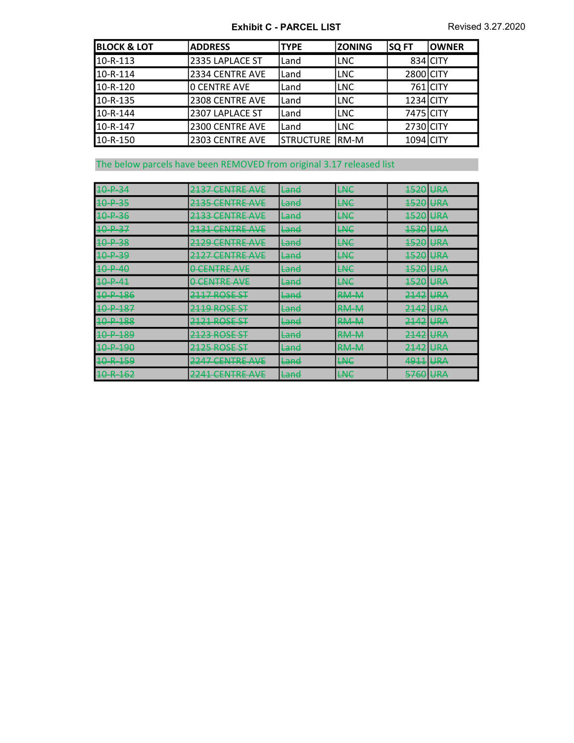## Exhibit C - PARCEL LIST

Revised 3.27.2020

| BLOCK & LOT | ADDRESS | TYPE | ZONING | SQ FT | OWNER |
|---|---|---|---|---|---|
| 10-R-113 | 2335 LAPLACE ST | Land | LNC | 834 | CITY |
| 10-R-114 | 2334 CENTRE AVE | Land | LNC | 2800 | CITY |
| 10-R-120 | 0 CENTRE AVE | Land | LNC | 761 | CITY |
| 10-R-135 | 2308 CENTRE AVE | Land | LNC | 1234 | CITY |
| 10-R-144 | 2307 LAPLACE ST | Land | LNC | 7475 | CITY |
| 10-R-147 | 2300 CENTRE AVE | Land | LNC | 2730 | CITY |
| 10-R-150 | 2303 CENTRE AVE | STRUCTURE | RM-M | 1094 | CITY |

The below parcels have been REMOVED from original 3.17 released list

| | | | | | |
|---|---|---|---|---|---|
| ~~10-P-34~~ | ~~2137 CENTRE AVE~~ | ~~Land~~ | ~~LNC~~ | ~~1520~~ | ~~URA~~ |
| ~~10-P-35~~ | ~~2135 CENTRE AVE~~ | ~~Land~~ | ~~LNC~~ | ~~1520~~ | ~~URA~~ |
| ~~10-P-36~~ | ~~2133 CENTRE AVE~~ | ~~Land~~ | ~~LNC~~ | ~~1520~~ | ~~URA~~ |
| ~~10-P-37~~ | ~~2131 CENTRE AVE~~ | ~~Land~~ | ~~LNC~~ | ~~1530~~ | ~~URA~~ |
| ~~10-P-38~~ | ~~2129 CENTRE AVE~~ | ~~Land~~ | ~~LNC~~ | ~~1520~~ | ~~URA~~ |
| ~~10-P-39~~ | ~~2127 CENTRE AVE~~ | ~~Land~~ | ~~LNC~~ | ~~1520~~ | ~~URA~~ |
| ~~10-P-40~~ | ~~0 CENTRE AVE~~ | ~~Land~~ | ~~LNC~~ | ~~1520~~ | ~~URA~~ |
| ~~10-P-41~~ | ~~0 CENTRE AVE~~ | ~~Land~~ | ~~LNC~~ | ~~1520~~ | ~~URA~~ |
| ~~10-P-186~~ | ~~2117 ROSE ST~~ | ~~Land~~ | ~~RM-M~~ | ~~2142~~ | ~~URA~~ |
| ~~10-P-187~~ | ~~2119 ROSE ST~~ | ~~Land~~ | ~~RM-M~~ | ~~2142~~ | ~~URA~~ |
| ~~10-P-188~~ | ~~2121 ROSE ST~~ | ~~Land~~ | ~~RM-M~~ | ~~2142~~ | ~~URA~~ |
| ~~10-P-189~~ | ~~2123 ROSE ST~~ | ~~Land~~ | ~~RM-M~~ | ~~2142~~ | ~~URA~~ |
| ~~10-P-190~~ | ~~2125 ROSE ST~~ | ~~Land~~ | ~~RM-M~~ | ~~2142~~ | ~~URA~~ |
| ~~10-R-159~~ | ~~2247 CENTRE AVE~~ | ~~Land~~ | ~~LNC~~ | ~~4911~~ | ~~URA~~ |
| ~~10-R-162~~ | ~~2241 CENTRE AVE~~ | ~~Land~~ | ~~LNC~~ | ~~5760~~ | ~~URA~~ |